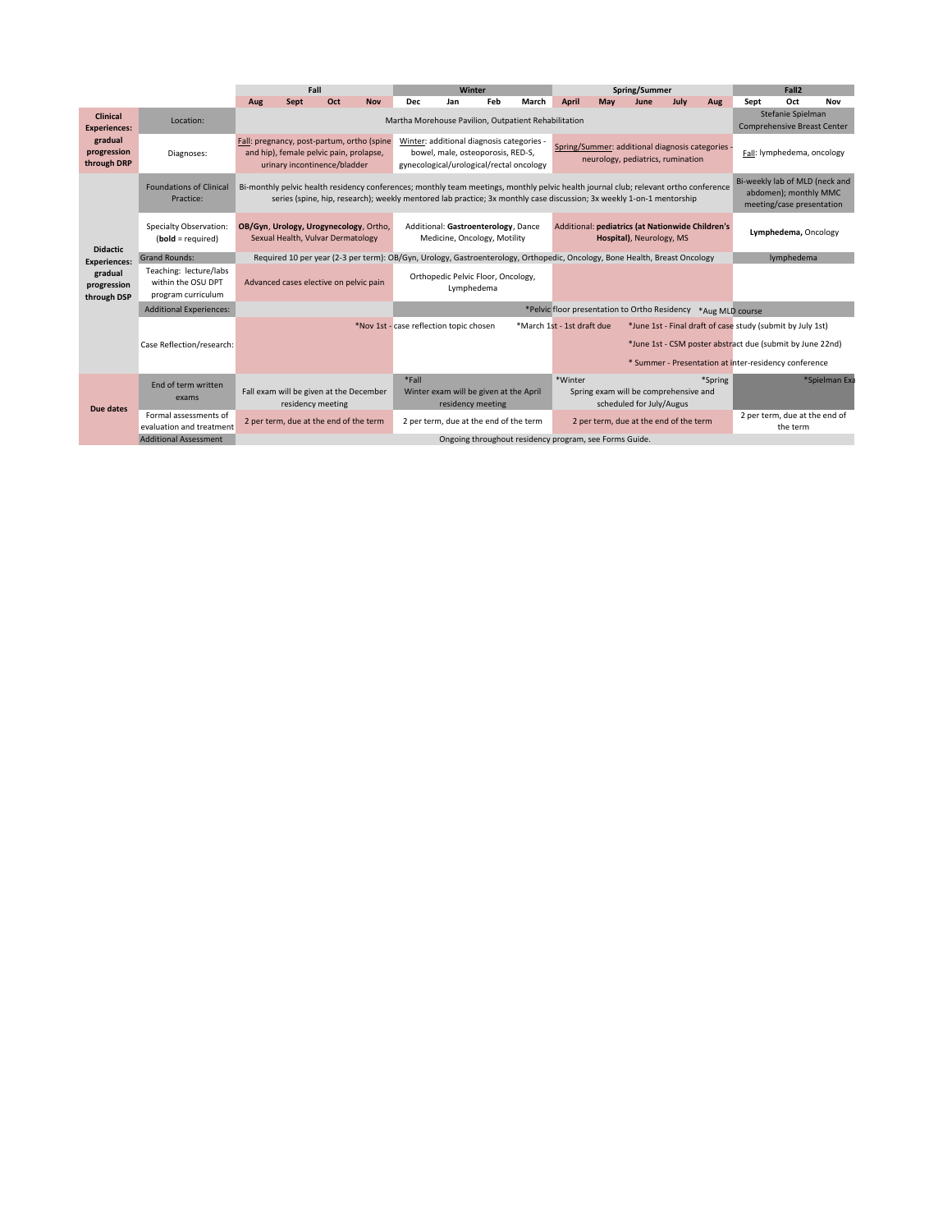| | | Fall | | | | Winter | | | | Spring/Summer | | | | | Fall2 | | |
|---|---|---|---|---|---|---|---|---|---|---|---|---|---|---|---|---|---|
| | | Aug | Sept | Oct | Nov | Dec | Jan | Feb | March | April | May | June | July | Aug | Sept | Oct | Nov |
| **Clinical Experiences: gradual progression through DRP** | Location: | Martha Morehouse Pavilion, Outpatient Rehabilitation | | | | | | | | | | | | | Stefanie Spielman Comprehensive Breast Center | | |
| | Diagnoses: | Fall: pregnancy, post-partum, ortho (spine and hip), female pelvic pain, prolapse, urinary incontinence/bladder | | | | Winter: additional diagnosis categories - bowel, male, osteoporosis, RED-S, gynecological/urological/rectal oncology | | | | Spring/Summer: additional diagnosis categories - neurology, pediatrics, rumination | | | | | Fall: lymphedema, oncology | | |
| **Didactic Experiences: gradual progression through DSP** | Foundations of Clinical Practice: | Bi-monthly pelvic health residency conferences; monthly team meetings, monthly pelvic health journal club; relevant ortho conference series (spine, hip, research); weekly mentored lab practice; 3x monthly case discussion; 3x weekly 1-on-1 mentorship | | | | | | | | | | | | | Bi-weekly lab of MLD (neck and abdomen); monthly MMC meeting/case presentation | | |
| | Specialty Observation: (**bold** = required) | **OB/Gyn**, **Urology**, **Urogynecology**, Ortho, Sexual Health, Vulvar Dermatology | | | | Additional: **Gastroenterology**, Dance Medicine, Oncology, Motility | | | | Additional: **pediatrics (at Nationwide Children's Hospital)**, Neurology, MS | | | | | **Lymphedema,** Oncology | | |
| | Grand Rounds: | Required 10 per year (2-3 per term): OB/Gyn, Urology, Gastroenterology, Orthopedic, Oncology, Bone Health, Breast Oncology | | | | | | | | | | | | | lymphedema | | |
| | Teaching: lecture/labs within the OSU DPT program curriculum | Advanced cases elective on pelvic pain | | | | Orthopedic Pelvic Floor, Oncology, Lymphedema | | | | | | | | | | | |
| | Additional Experiences: | | | | | *Pelvic floor presentation to Ortho Residency | | | | | | | | *Aug MLD course | | | |
| | Case Reflection/research: | | | | *Nov 1st - case reflection topic chosen | | | | *March 1st - 1st draft due | *June 1st - Final draft of case study (submit by July 1st); *June 1st - CSM poster abstract due (submit by June 22nd); * Summer - Presentation at inter-residency conference | | | | | | | |
| **Due dates** | End of term written exams | Fall exam will be given at the December residency meeting | | | | *Fall Winter exam will be given at the April residency meeting | | | | *Winter Spring exam will be comprehensive and scheduled for July/Augus | | | | *Spring | *Spielman Exa | | |
| | Formal assessments of evaluation and treatment | 2 per term, due at the end of the term | | | | 2 per term, due at the end of the term | | | | 2 per term, due at the end of the term | | | | | 2 per term, due at the end of the term | | |
| | Additional Assessment | Ongoing throughout residency program, see Forms Guide. | | | | | | | | | | | | | | | |